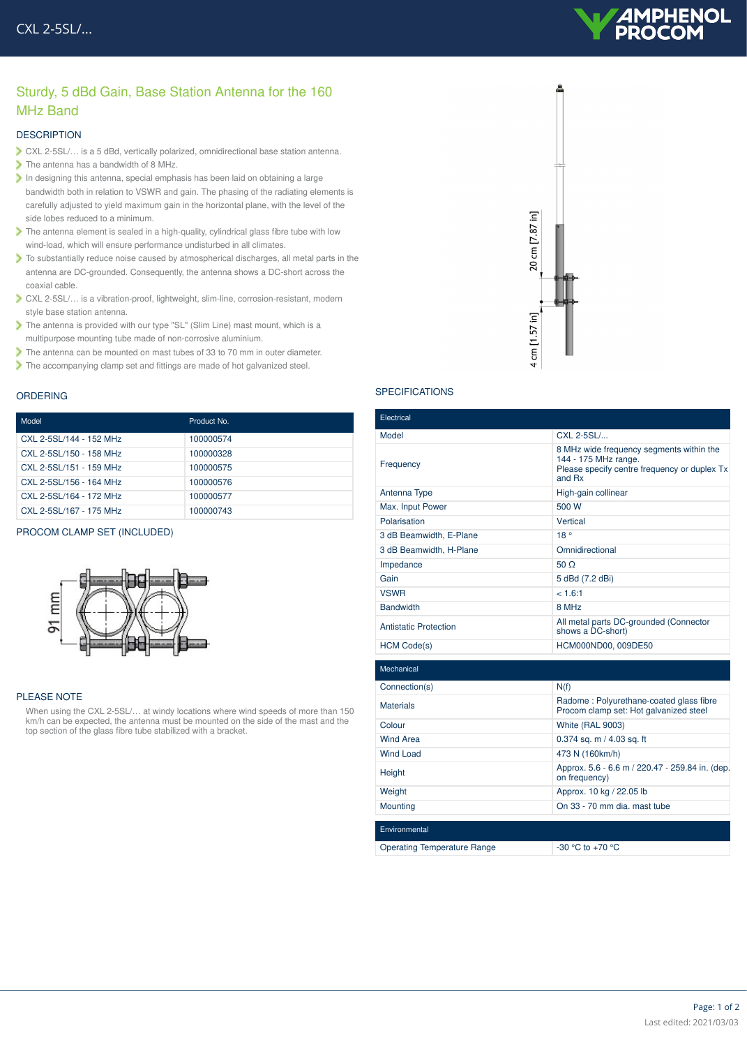# Sturdy, 5 dBd Gain, Base Station Antenna for the 160 MHz Band

## DESCRIPTION

- CXL 2-5SL/… is a 5 dBd, vertically polarized, omnidirectional base station antenna.
- The antenna has a bandwidth of 8 MHz.
- In designing this antenna, special emphasis has been laid on obtaining a large bandwidth both in relation to VSWR and gain. The phasing of the radiating elements is carefully adjusted to yield maximum gain in the horizontal plane, with the level of the side lobes reduced to a minimum.
- The antenna element is sealed in a high-quality, cylindrical glass fibre tube with low wind-load, which will ensure performance undisturbed in all climates.
- To substantially reduce noise caused by atmospherical discharges, all metal parts in the antenna are DC-grounded. Consequently, the antenna shows a DC-short across the coaxial cable.
- CXL 2-5SL/… is a vibration-proof, lightweight, slim-line, corrosion-resistant, modern style base station antenna.
- The antenna is provided with our type "SL" (Slim Line) mast mount, which is a multipurpose mounting tube made of non-corrosive aluminium.
- The antenna can be mounted on mast tubes of 33 to 70 mm in outer diameter.
- The accompanying clamp set and fittings are made of hot galvanized steel.

20 cm [7.87 in]

4 cm [1.57 in]

## ORDERING

| Model | Product No. |
|---|---|
| CXL 2-5SL/144 - 152 MHz | 100000574 |
| CXL 2-5SL/150 - 158 MHz | 100000328 |
| CXL 2-5SL/151 - 159 MHz | 100000575 |
| CXL 2-5SL/156 - 164 MHz | 100000576 |
| CXL 2-5SL/164 - 172 MHz | 100000577 |
| CXL 2-5SL/167 - 175 MHz | 100000743 |

## PROCOM CLAMP SET (INCLUDED)

91 mm

## PLEASE NOTE

When using the CXL 2-5SL/… at windy locations where wind speeds of more than 150 km/h can be expected, the antenna must be mounted on the side of the mast and the top section of the glass fibre tube stabilized with a bracket.

## SPECIFICATIONS

| Electrical | |
|---|---|
| Model | CXL 2-5SL/… |
| Frequency | 8 MHz wide frequency segments within the 144 - 175 MHz range. Please specify centre frequency or duplex Tx and Rx |
| Antenna Type | High-gain collinear |
| Max. Input Power | 500 W |
| Polarisation | Vertical |
| 3 dB Beamwidth, E-Plane | 18 ° |
| 3 dB Beamwidth, H-Plane | Omnidirectional |
| Impedance | 50 Ω |
| Gain | 5 dBd (7.2 dBi) |
| VSWR | < 1.6:1 |
| Bandwidth | 8 MHz |
| Antistatic Protection | All metal parts DC-grounded (Connector shows a DC-short) |
| HCM Code(s) | HCM000ND00, 009DE50 |

| Mechanical | |
|---|---|
| Connection(s) | N(f) |
| Materials | Radome : Polyurethane-coated glass fibre Procom clamp set: Hot galvanized steel |
| Colour | White (RAL 9003) |
| Wind Area | 0.374 sq. m / 4.03 sq. ft |
| Wind Load | 473 N (160km/h) |
| Height | Approx. 5.6 - 6.6 m / 220.47 - 259.84 in. (dep. on frequency) |
| Weight | Approx. 10 kg / 22.05 lb |
| Mounting | On 33 - 70 mm dia. mast tube |

| Environmental | |
|---|---|
| Operating Temperature Range | -30 °C to +70 °C |

Last edited: 2021/03/03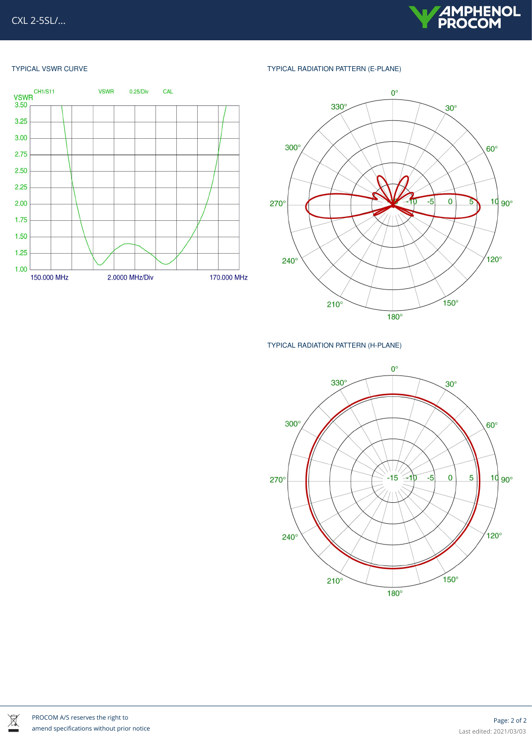## TYPICAL VSWR CURVE

CH1/S11 VSWR 0.25/Div CAL

VSWR

3.50
3.25
3.00
2.75
2.50
2.25
2.00
1.75
1.50
1.25
1.00

150.000 MHz 2.0000 MHz/Div 170.000 MHz

## TYPICAL RADIATION PATTERN (E-PLANE)

0° 30° 60° 90° 120° 150° 180° 210° 240° 270° 300° 330°

-10 -5 0 5 10

## TYPICAL RADIATION PATTERN (H-PLANE)

0° 30° 60° 90° 120° 150° 180° 210° 240° 270° 300° 330°

-15 -10 -5 0 5 10

PROCOM A/S reserves the right to amend specifications without prior notice

Last edited: 2021/03/03